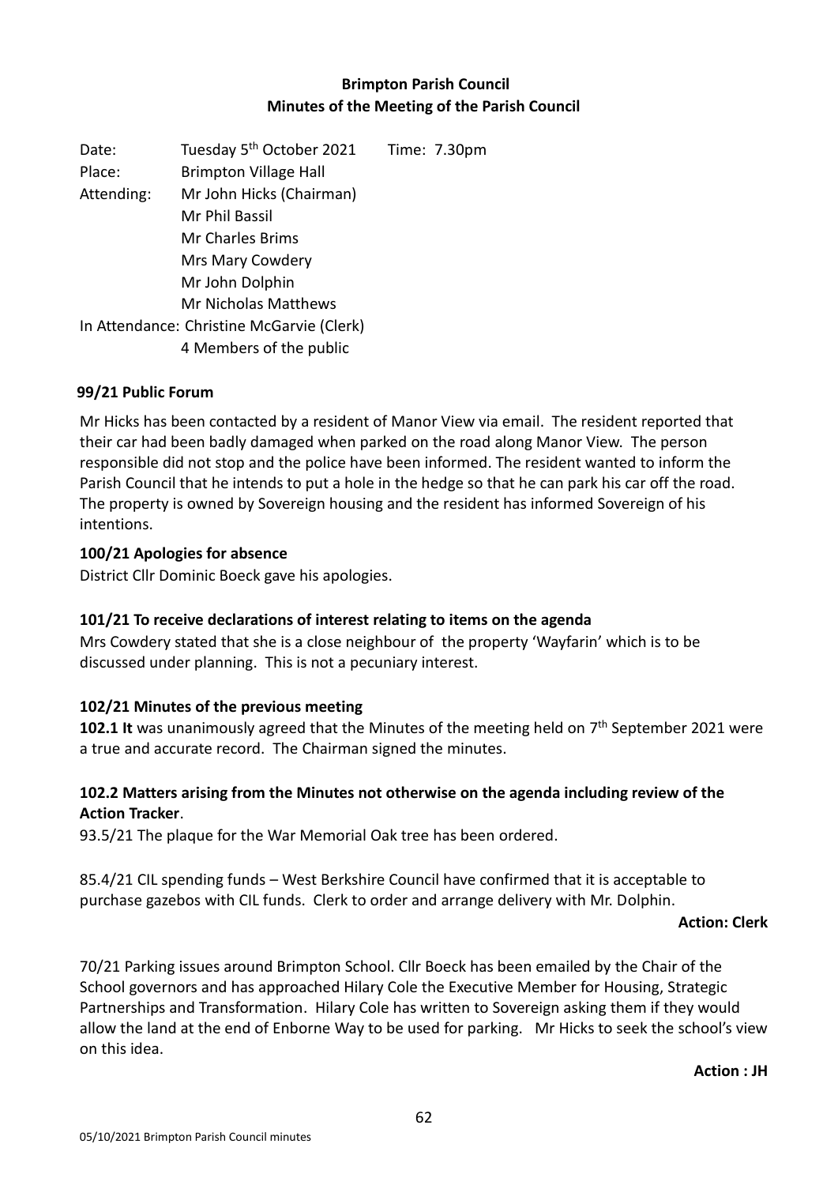**Brimpton Parish Council**
**Minutes of the Meeting of the Parish Council**

| | | |
|---|---|---|
| Date: | Tuesday 5th October 2021 | Time: 7.30pm |
| Place: | Brimpton Village Hall | |
| Attending: | Mr John Hicks (Chairman) | |
| | Mr Phil Bassil | |
| | Mr Charles Brims | |
| | Mrs Mary Cowdery | |
| | Mr John Dolphin | |
| | Mr Nicholas Matthews | |
| In Attendance: | Christine McGarvie (Clerk) | |
| | 4 Members of the public | |

**99/21 Public Forum**

Mr Hicks has been contacted by a resident of Manor View via email. The resident reported that their car had been badly damaged when parked on the road along Manor View. The person responsible did not stop and the police have been informed. The resident wanted to inform the Parish Council that he intends to put a hole in the hedge so that he can park his car off the road. The property is owned by Sovereign housing and the resident has informed Sovereign of his intentions.

**100/21 Apologies for absence**

District Cllr Dominic Boeck gave his apologies.

**101/21 To receive declarations of interest relating to items on the agenda**

Mrs Cowdery stated that she is a close neighbour of the property 'Wayfarin' which is to be discussed under planning. This is not a pecuniary interest.

**102/21 Minutes of the previous meeting**

**102.1 It** was unanimously agreed that the Minutes of the meeting held on 7th September 2021 were a true and accurate record. The Chairman signed the minutes.

**102.2 Matters arising from the Minutes not otherwise on the agenda including review of the Action Tracker**.

93.5/21 The plaque for the War Memorial Oak tree has been ordered.

85.4/21 CIL spending funds – West Berkshire Council have confirmed that it is acceptable to purchase gazebos with CIL funds. Clerk to order and arrange delivery with Mr. Dolphin.

**Action: Clerk**

70/21 Parking issues around Brimpton School. Cllr Boeck has been emailed by the Chair of the School governors and has approached Hilary Cole the Executive Member for Housing, Strategic Partnerships and Transformation. Hilary Cole has written to Sovereign asking them if they would allow the land at the end of Enborne Way to be used for parking. Mr Hicks to seek the school's view on this idea.

**Action : JH**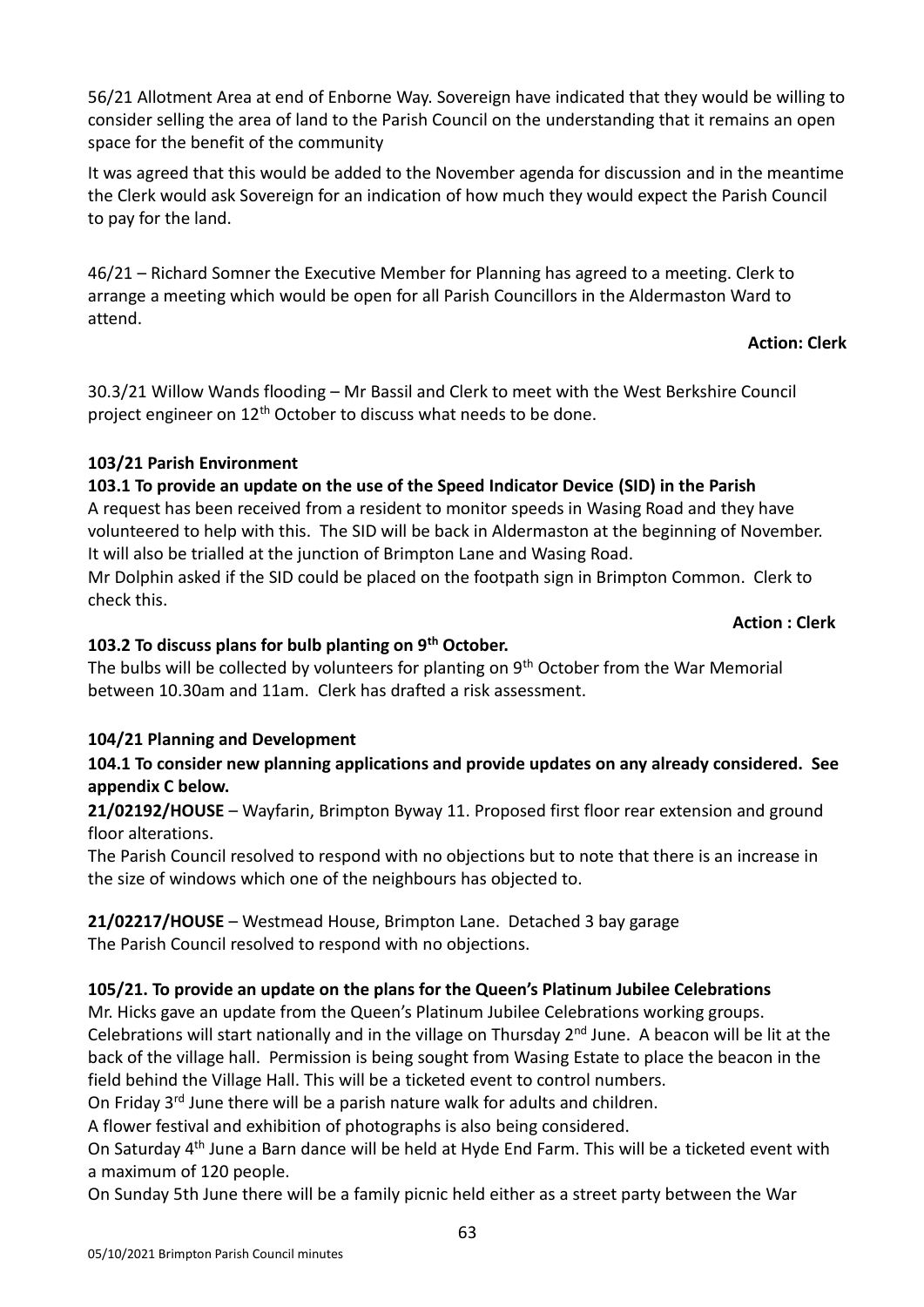56/21 Allotment Area at end of Enborne Way. Sovereign have indicated that they would be willing to consider selling the area of land to the Parish Council on the understanding that it remains an open space for the benefit of the community

It was agreed that this would be added to the November agenda for discussion and in the meantime the Clerk would ask Sovereign for an indication of how much they would expect the Parish Council to pay for the land.

46/21 – Richard Somner the Executive Member for Planning has agreed to a meeting. Clerk to arrange a meeting which would be open for all Parish Councillors in the Aldermaston Ward to attend.

**Action: Clerk**

30.3/21 Willow Wands flooding – Mr Bassil and Clerk to meet with the West Berkshire Council project engineer on 12th October to discuss what needs to be done.

**103/21 Parish Environment**

**103.1 To provide an update on the use of the Speed Indicator Device (SID) in the Parish**

A request has been received from a resident to monitor speeds in Wasing Road and they have volunteered to help with this. The SID will be back in Aldermaston at the beginning of November. It will also be trialled at the junction of Brimpton Lane and Wasing Road.

Mr Dolphin asked if the SID could be placed on the footpath sign in Brimpton Common. Clerk to check this.

**Action : Clerk**

**103.2 To discuss plans for bulb planting on 9th October.**

The bulbs will be collected by volunteers for planting on 9th October from the War Memorial between 10.30am and 11am. Clerk has drafted a risk assessment.

**104/21 Planning and Development**

**104.1 To consider new planning applications and provide updates on any already considered. See appendix C below.**

**21/02192/HOUSE** – Wayfarin, Brimpton Byway 11. Proposed first floor rear extension and ground floor alterations.

The Parish Council resolved to respond with no objections but to note that there is an increase in the size of windows which one of the neighbours has objected to.

**21/02217/HOUSE** – Westmead House, Brimpton Lane. Detached 3 bay garage

The Parish Council resolved to respond with no objections.

**105/21. To provide an update on the plans for the Queen's Platinum Jubilee Celebrations**

Mr. Hicks gave an update from the Queen's Platinum Jubilee Celebrations working groups.

Celebrations will start nationally and in the village on Thursday 2nd June. A beacon will be lit at the back of the village hall. Permission is being sought from Wasing Estate to place the beacon in the field behind the Village Hall. This will be a ticketed event to control numbers.

On Friday 3rd June there will be a parish nature walk for adults and children.

A flower festival and exhibition of photographs is also being considered.

On Saturday 4th June a Barn dance will be held at Hyde End Farm. This will be a ticketed event with a maximum of 120 people.

On Sunday 5th June there will be a family picnic held either as a street party between the War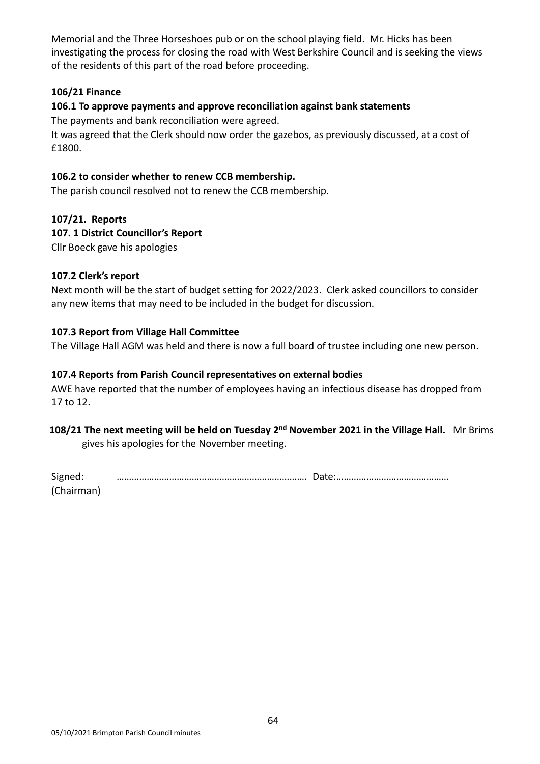Memorial and the Three Horseshoes pub or on the school playing field. Mr. Hicks has been investigating the process for closing the road with West Berkshire Council and is seeking the views of the residents of this part of the road before proceeding.

**106/21 Finance**

**106.1 To approve payments and approve reconciliation against bank statements**

The payments and bank reconciliation were agreed.

It was agreed that the Clerk should now order the gazebos, as previously discussed, at a cost of £1800.

**106.2 to consider whether to renew CCB membership.**

The parish council resolved not to renew the CCB membership.

**107/21. Reports**

**107. 1 District Councillor's Report**

Cllr Boeck gave his apologies

**107.2 Clerk's report**

Next month will be the start of budget setting for 2022/2023. Clerk asked councillors to consider any new items that may need to be included in the budget for discussion.

**107.3 Report from Village Hall Committee**

The Village Hall AGM was held and there is now a full board of trustee including one new person.

**107.4 Reports from Parish Council representatives on external bodies**

AWE have reported that the number of employees having an infectious disease has dropped from 17 to 12.

**108/21 The next meeting will be held on Tuesday 2nd November 2021 in the Village Hall.** Mr Brims gives his apologies for the November meeting.

Signed: …………………………………………………………………. Date:………………………………………
(Chairman)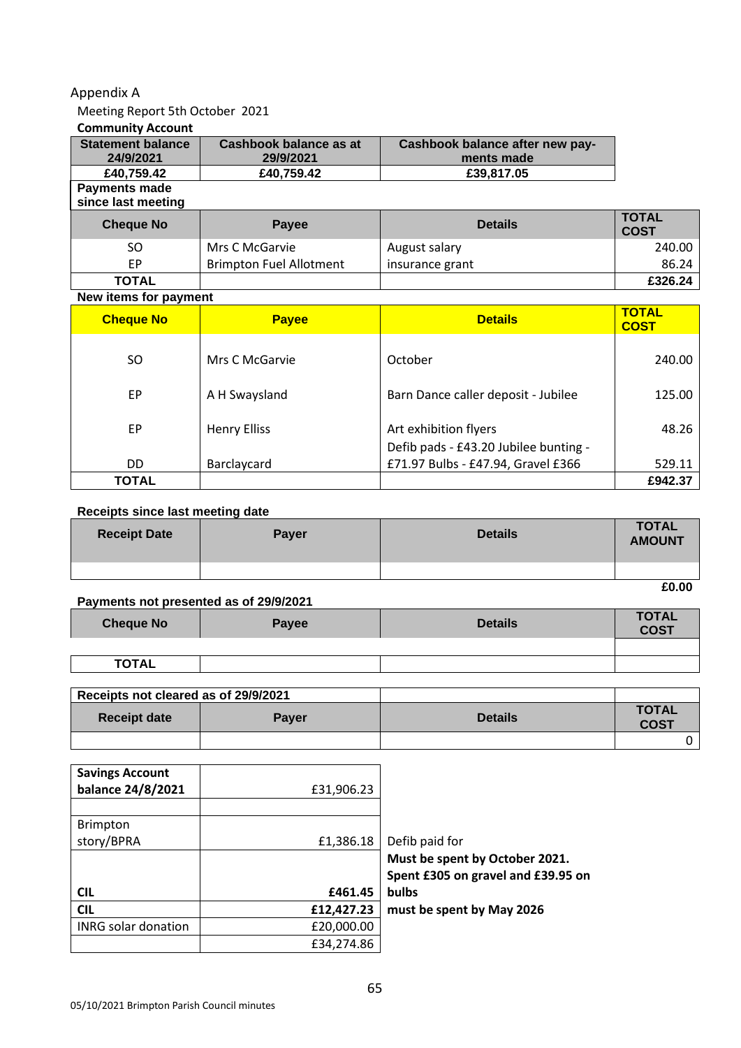Appendix A

Meeting Report 5th October 2021

**Community Account**

| Statement balance 24/9/2021 | Cashbook balance as at 29/9/2021 | Cashbook balance after new payments made |
|---|---|---|
| £40,759.42 | £40,759.42 | £39,817.05 |

**Payments made since last meeting**

| Cheque No | Payee | Details | TOTAL COST |
|---|---|---|---|
| SO | Mrs C McGarvie | August salary | 240.00 |
| EP | Brimpton Fuel Allotment | insurance grant | 86.24 |
| TOTAL | | | £326.24 |

**New items for payment**

| Cheque No | Payee | Details | TOTAL COST |
|---|---|---|---|
| SO | Mrs C McGarvie | October | 240.00 |
| EP | A H Swaysland | Barn Dance caller deposit - Jubilee | 125.00 |
| EP | Henry Elliss | Art exhibition flyers | 48.26 |
| DD | Barclaycard | Defib pads - £43.20 Jubilee bunting - £71.97 Bulbs - £47.94, Gravel £366 | 529.11 |
| TOTAL | | | £942.37 |

**Receipts since last meeting date**

| Receipt Date | Payer | Details | TOTAL AMOUNT |
|---|---|---|---|
| | | | |
| | | | £0.00 |

**Payments not presented as of 29/9/2021**

| Cheque No | Payee | Details | TOTAL COST |
|---|---|---|---|
| | | | |
| TOTAL | | | |

**Receipts not cleared as of 29/9/2021**

| Receipt date | Payer | Details | TOTAL COST |
|---|---|---|---|
| | | | 0 |

| Savings Account balance 24/8/2021 | £31,906.23 | |
|---|---|---|
| | | |
| Brimpton story/BPRA | £1,386.18 | Defib paid for |
| **CIL** | **£461.45** | **Must be spent by October 2021. Spent £305 on gravel and £39.95 on bulbs** |
| **CIL** | **£12,427.23** | **must be spent by May 2026** |
| INRG solar donation | £20,000.00 | |
| | £34,274.86 | |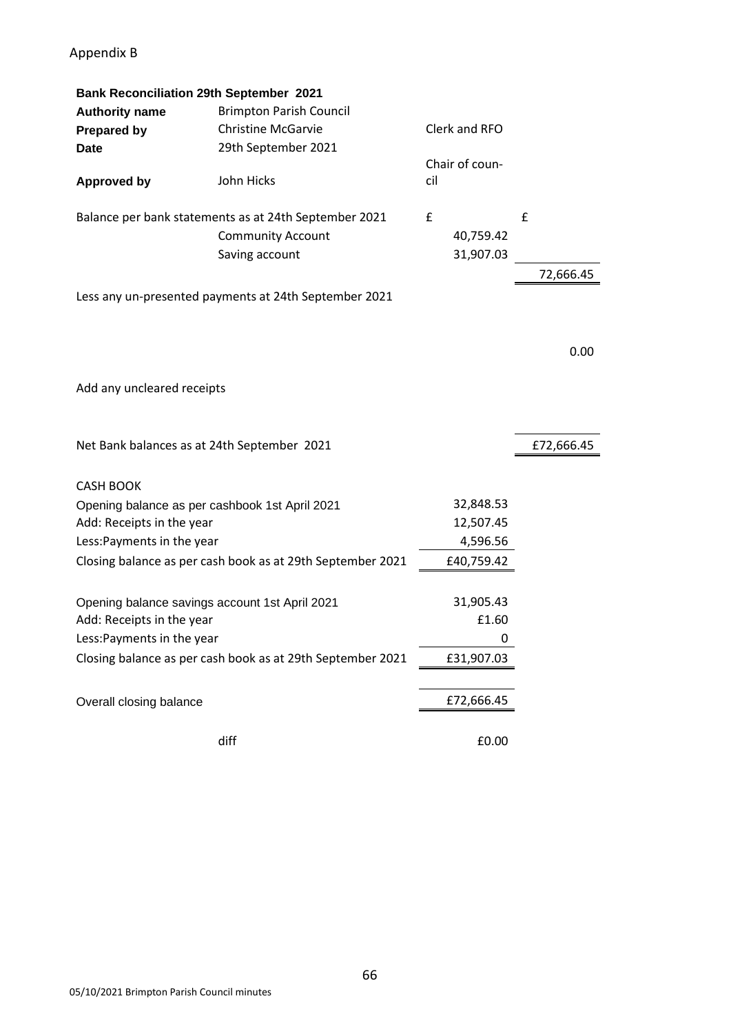Appendix B

**Bank Reconciliation 29th September 2021**

| | | | |
|---|---|---|---|
| **Authority name** | Brimpton Parish Council | | |
| **Prepared by** | Christine McGarvie | Clerk and RFO | |
| **Date** | 29th September 2021 | | |
| **Approved by** | John Hicks | Chair of council | |
| Balance per bank statements as at 24th September 2021 | | £ | £ |
| | Community Account | 40,759.42 | |
| | Saving account | 31,907.03 | |
| | | | 72,666.45 |
| Less any un-presented payments at 24th September 2021 | | | |
| | | | 0.00 |
| Add any uncleared receipts | | | |
| Net Bank balances as at 24th September 2021 | | | £72,666.45 |

| | | |
|---|---|---|
| CASH BOOK | | |
| Opening balance as per cashbook 1st April 2021 | | 32,848.53 |
| Add: Receipts in the year | | 12,507.45 |
| Less:Payments in the year | | 4,596.56 |
| Closing balance as per cash book as at 29th September 2021 | | £40,759.42 |
| Opening balance savings account 1st April 2021 | | 31,905.43 |
| Add: Receipts in the year | | £1.60 |
| Less:Payments in the year | | 0 |
| Closing balance as per cash book as at 29th September 2021 | | £31,907.03 |
| Overall closing balance | | £72,666.45 |
| | diff | £0.00 |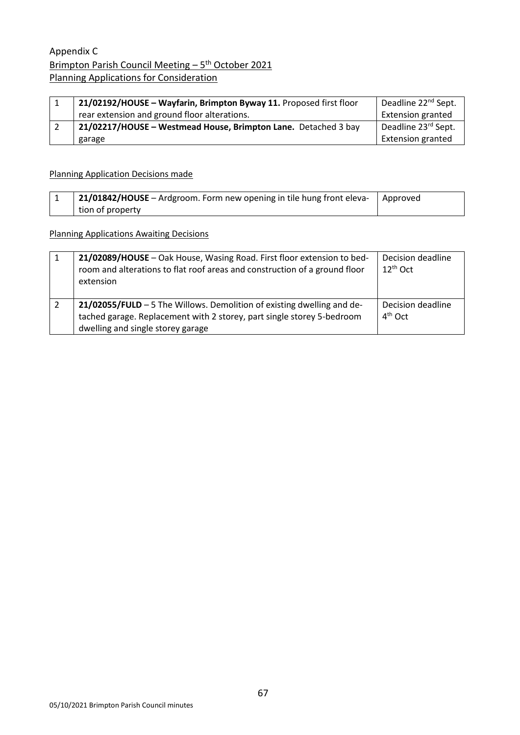Appendix C

Brimpton Parish Council Meeting – 5th October 2021

Planning Applications for Consideration

| | | |
|---|---|---|
| 1 | **21/02192/HOUSE – Wayfarin, Brimpton Byway 11.** Proposed first floor rear extension and ground floor alterations. | Deadline 22nd Sept. Extension granted |
| 2 | **21/02217/HOUSE – Westmead House, Brimpton Lane.** Detached 3 bay garage | Deadline 23rd Sept. Extension granted |

Planning Application Decisions made

| | | |
|---|---|---|
| 1 | **21/01842/HOUSE** – Ardgroom. Form new opening in tile hung front elevation of property | Approved |

Planning Applications Awaiting Decisions

| | | |
|---|---|---|
| 1 | **21/02089/HOUSE** – Oak House, Wasing Road. First floor extension to bedroom and alterations to flat roof areas and construction of a ground floor extension | Decision deadline 12th Oct |
| 2 | **21/02055/FULD** – 5 The Willows. Demolition of existing dwelling and detached garage. Replacement with 2 storey, part single storey 5-bedroom dwelling and single storey garage | Decision deadline 4th Oct |

05/10/2021 Brimpton Parish Council minutes